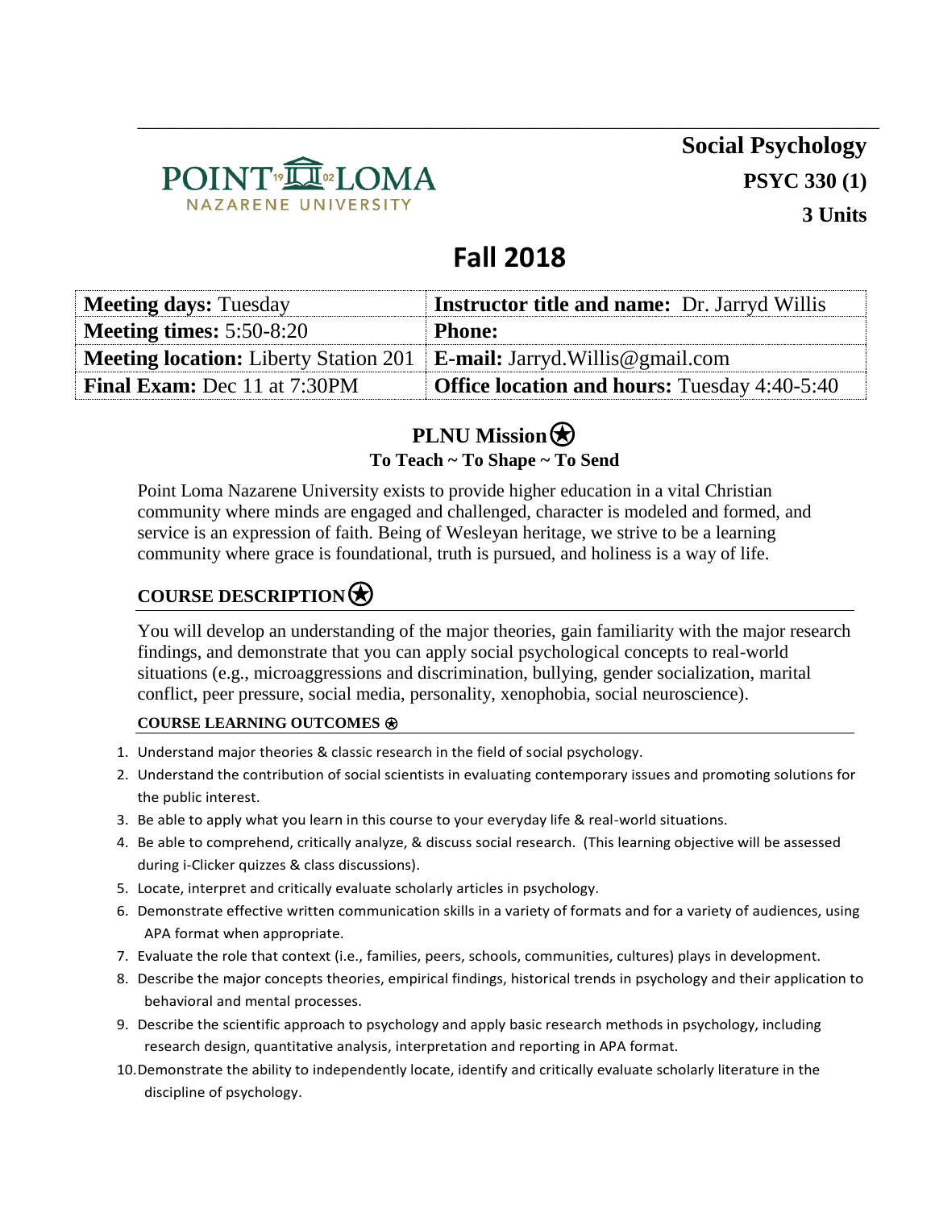POINT LOMA NAZARENE UNIVERSITY

# Social Psychology

**PSYC 330 (1)**

**3 Units**

# Fall 2018

| **Meeting days:** Tuesday | **Instructor title and name:** Dr. Jarryd Willis |
|---|---|
| **Meeting times:** 5:50-8:20 | **Phone:** |
| **Meeting location:** Liberty Station 201 | **E-mail:** Jarryd.Willis@gmail.com |
| **Final Exam:** Dec 11 at 7:30PM | **Office location and hours:** Tuesday 4:40-5:40 |

## PLNU Mission ⍟

**To Teach ~ To Shape ~ To Send**

Point Loma Nazarene University exists to provide higher education in a vital Christian community where minds are engaged and challenged, character is modeled and formed, and service is an expression of faith. Being of Wesleyan heritage, we strive to be a learning community where grace is foundational, truth is pursued, and holiness is a way of life.

## COURSE DESCRIPTION ⍟

You will develop an understanding of the major theories, gain familiarity with the major research findings, and demonstrate that you can apply social psychological concepts to real-world situations (e.g., microaggressions and discrimination, bullying, gender socialization, marital conflict, peer pressure, social media, personality, xenophobia, social neuroscience).

### COURSE LEARNING OUTCOMES ⍟

1. Understand major theories & classic research in the field of social psychology.
2. Understand the contribution of social scientists in evaluating contemporary issues and promoting solutions for the public interest.
3. Be able to apply what you learn in this course to your everyday life & real-world situations.
4. Be able to comprehend, critically analyze, & discuss social research. (This learning objective will be assessed during i-Clicker quizzes & class discussions).
5. Locate, interpret and critically evaluate scholarly articles in psychology.
6. Demonstrate effective written communication skills in a variety of formats and for a variety of audiences, using APA format when appropriate.
7. Evaluate the role that context (i.e., families, peers, schools, communities, cultures) plays in development.
8. Describe the major concepts theories, empirical findings, historical trends in psychology and their application to behavioral and mental processes.
9. Describe the scientific approach to psychology and apply basic research methods in psychology, including research design, quantitative analysis, interpretation and reporting in APA format.
10. Demonstrate the ability to independently locate, identify and critically evaluate scholarly literature in the discipline of psychology.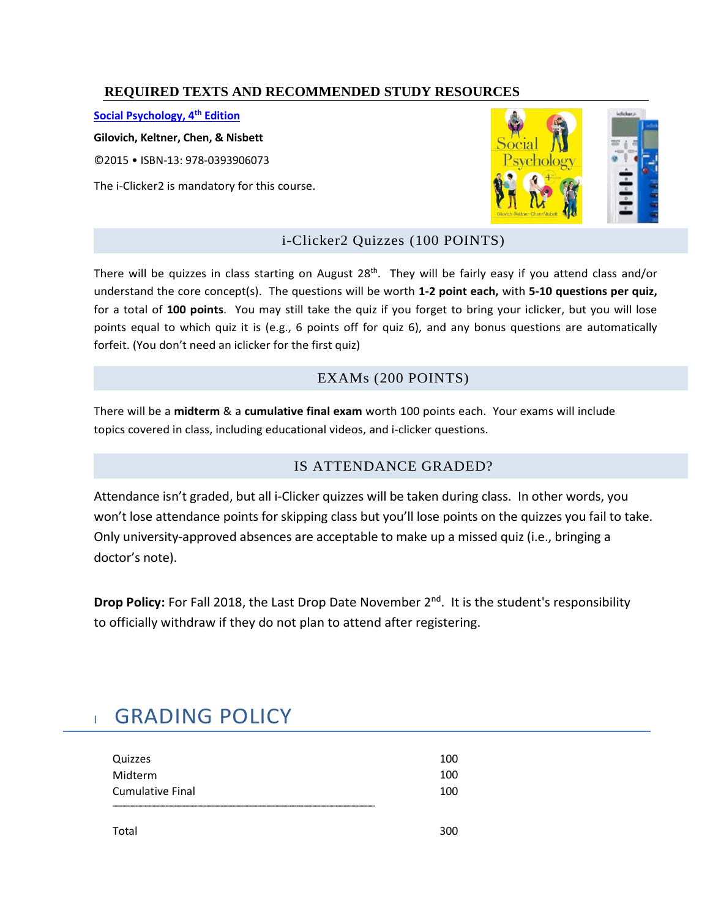## REQUIRED TEXTS AND RECOMMENDED STUDY RESOURCES

**Social Psychology, 4th Edition**

**Gilovich, Keltner, Chen, & Nisbett**

©2015 • ISBN-13: 978-0393906073

The i-Clicker2 is mandatory for this course.

### i-Clicker2 Quizzes (100 POINTS)

There will be quizzes in class starting on August 28th. They will be fairly easy if you attend class and/or understand the core concept(s). The questions will be worth **1-2 point each,** with **5-10 questions per quiz,** for a total of **100 points**. You may still take the quiz if you forget to bring your iclicker, but you will lose points equal to which quiz it is (e.g., 6 points off for quiz 6), and any bonus questions are automatically forfeit. (You don't need an iclicker for the first quiz)

### EXAMs (200 POINTS)

There will be a **midterm** & a **cumulative final exam** worth 100 points each. Your exams will include topics covered in class, including educational videos, and i-clicker questions.

### IS ATTENDANCE GRADED?

Attendance isn't graded, but all i-Clicker quizzes will be taken during class. In other words, you won't lose attendance points for skipping class but you'll lose points on the quizzes you fail to take. Only university-approved absences are acceptable to make up a missed quiz (i.e., bringing a doctor's note).

**Drop Policy:** For Fall 2018, the Last Drop Date November 2nd. It is the student's responsibility to officially withdraw if they do not plan to attend after registering.

# GRADING POLICY

| | |
|---|---|
| Quizzes | 100 |
| Midterm | 100 |
| Cumulative Final | 100 |
| Total | 300 |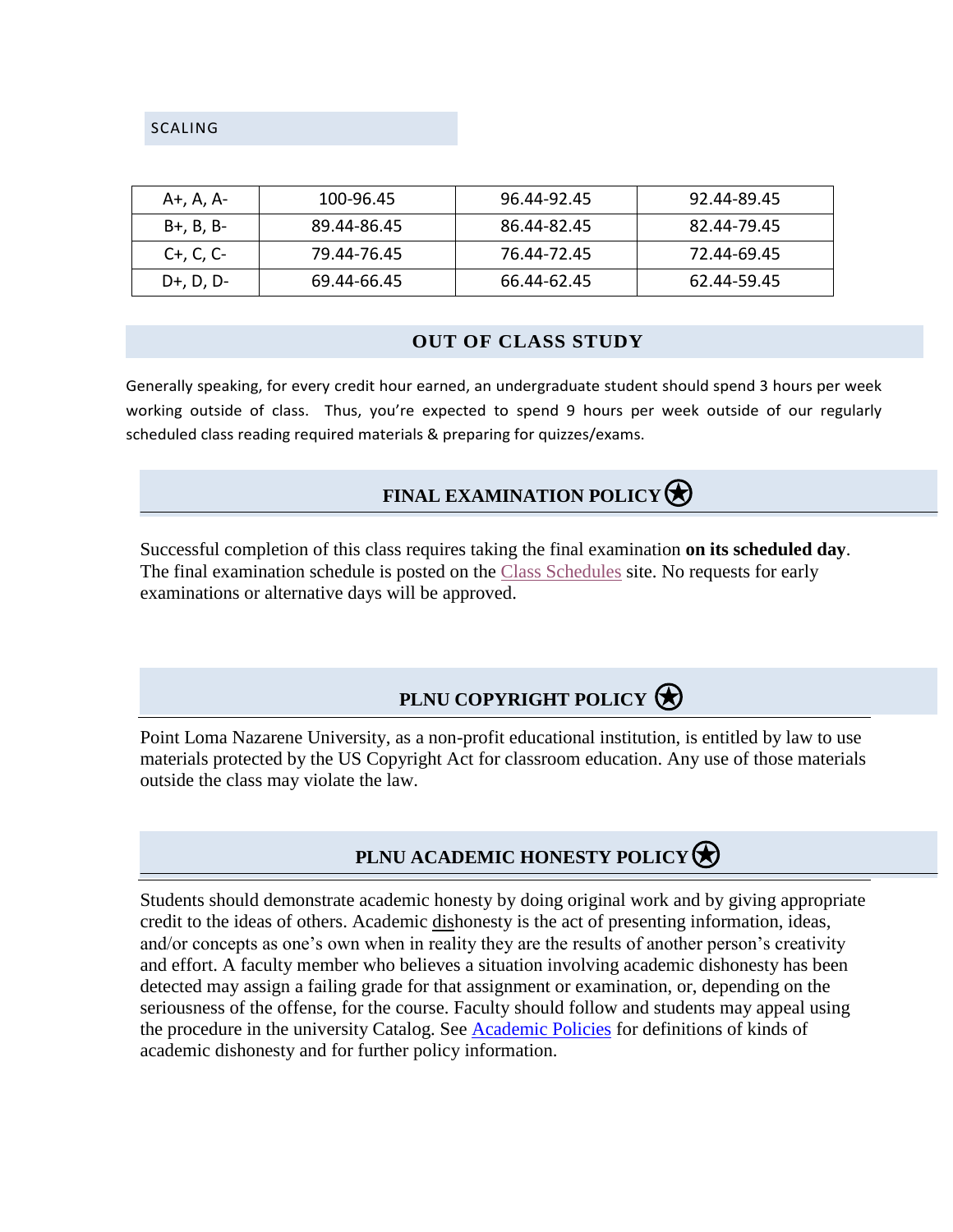## SCALING

| A+, A, A- | 100-96.45 | 96.44-92.45 | 92.44-89.45 |
|---|---|---|---|
| B+, B, B- | 89.44-86.45 | 86.44-82.45 | 82.44-79.45 |
| C+, C, C- | 79.44-76.45 | 76.44-72.45 | 72.44-69.45 |
| D+, D, D- | 69.44-66.45 | 66.44-62.45 | 62.44-59.45 |

## OUT OF CLASS STUDY

Generally speaking, for every credit hour earned, an undergraduate student should spend 3 hours per week working outside of class. Thus, you're expected to spend 9 hours per week outside of our regularly scheduled class reading required materials & preparing for quizzes/exams.

## FINAL EXAMINATION POLICY ⍟

Successful completion of this class requires taking the final examination **on its scheduled day**. The final examination schedule is posted on the Class Schedules site. No requests for early examinations or alternative days will be approved.

## PLNU COPYRIGHT POLICY ⍟

Point Loma Nazarene University, as a non-profit educational institution, is entitled by law to use materials protected by the US Copyright Act for classroom education. Any use of those materials outside the class may violate the law.

## PLNU ACADEMIC HONESTY POLICY ⍟

Students should demonstrate academic honesty by doing original work and by giving appropriate credit to the ideas of others. Academic dishonesty is the act of presenting information, ideas, and/or concepts as one's own when in reality they are the results of another person's creativity and effort. A faculty member who believes a situation involving academic dishonesty has been detected may assign a failing grade for that assignment or examination, or, depending on the seriousness of the offense, for the course. Faculty should follow and students may appeal using the procedure in the university Catalog. See Academic Policies for definitions of kinds of academic dishonesty and for further policy information.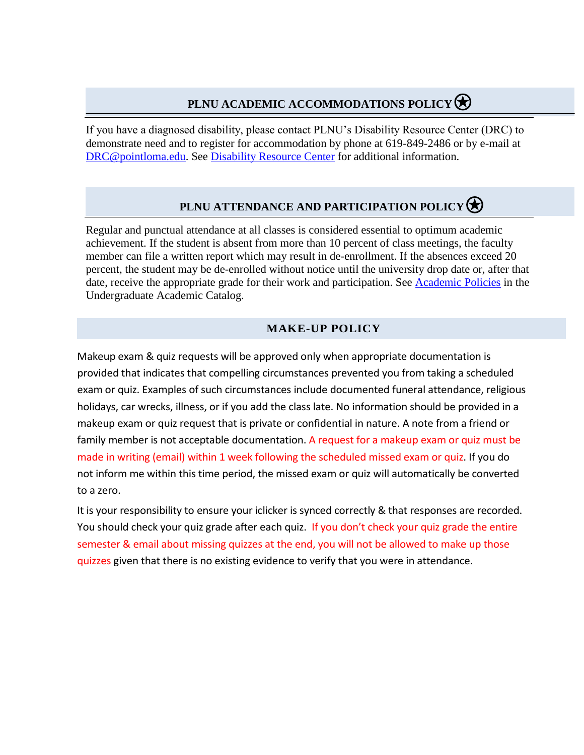## PLNU ACADEMIC ACCOMMODATIONS POLICY ★

If you have a diagnosed disability, please contact PLNU's Disability Resource Center (DRC) to demonstrate need and to register for accommodation by phone at 619-849-2486 or by e-mail at DRC@pointloma.edu. See Disability Resource Center for additional information.

## PLNU ATTENDANCE AND PARTICIPATION POLICY ★

Regular and punctual attendance at all classes is considered essential to optimum academic achievement. If the student is absent from more than 10 percent of class meetings, the faculty member can file a written report which may result in de-enrollment. If the absences exceed 20 percent, the student may be de-enrolled without notice until the university drop date or, after that date, receive the appropriate grade for their work and participation. See Academic Policies in the Undergraduate Academic Catalog.

## MAKE-UP POLICY

Makeup exam & quiz requests will be approved only when appropriate documentation is provided that indicates that compelling circumstances prevented you from taking a scheduled exam or quiz. Examples of such circumstances include documented funeral attendance, religious holidays, car wrecks, illness, or if you add the class late. No information should be provided in a makeup exam or quiz request that is private or confidential in nature. A note from a friend or family member is not acceptable documentation. A request for a makeup exam or quiz must be made in writing (email) within 1 week following the scheduled missed exam or quiz. If you do not inform me within this time period, the missed exam or quiz will automatically be converted to a zero.

It is your responsibility to ensure your iclicker is synced correctly & that responses are recorded. You should check your quiz grade after each quiz. If you don't check your quiz grade the entire semester & email about missing quizzes at the end, you will not be allowed to make up those quizzes given that there is no existing evidence to verify that you were in attendance.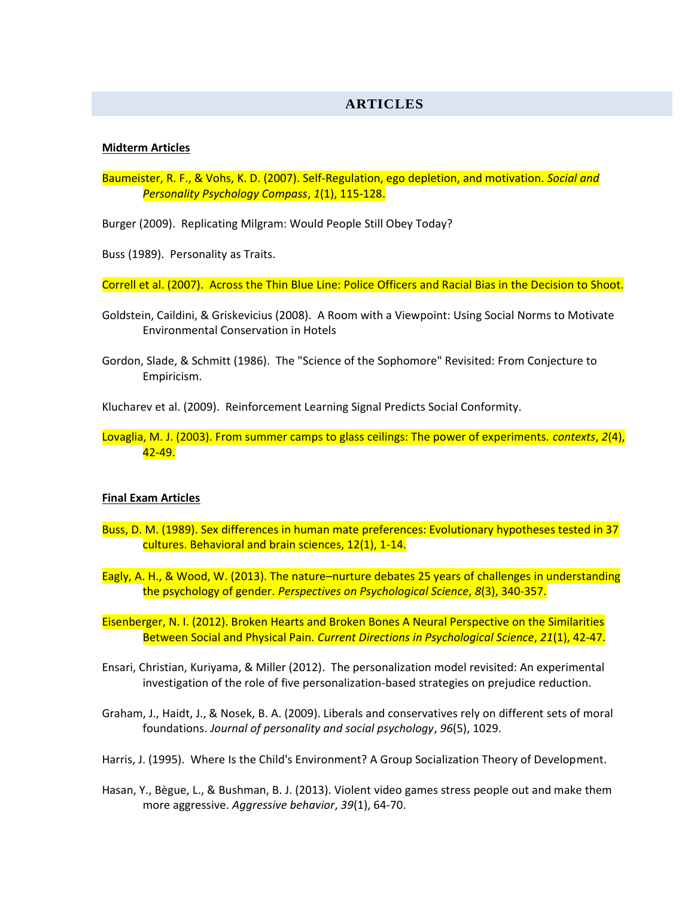## ARTICLES

**Midterm Articles**

Baumeister, R. F., & Vohs, K. D. (2007). Self-Regulation, ego depletion, and motivation. *Social and Personality Psychology Compass*, *1*(1), 115-128.

Burger (2009). Replicating Milgram: Would People Still Obey Today?

Buss (1989). Personality as Traits.

Correll et al. (2007). Across the Thin Blue Line: Police Officers and Racial Bias in the Decision to Shoot.

Goldstein, Caildini, & Griskevicius (2008). A Room with a Viewpoint: Using Social Norms to Motivate Environmental Conservation in Hotels

Gordon, Slade, & Schmitt (1986). The "Science of the Sophomore" Revisited: From Conjecture to Empiricism.

Klucharev et al. (2009). Reinforcement Learning Signal Predicts Social Conformity.

Lovaglia, M. J. (2003). From summer camps to glass ceilings: The power of experiments. *contexts*, *2*(4), 42-49.

**Final Exam Articles**

Buss, D. M. (1989). Sex differences in human mate preferences: Evolutionary hypotheses tested in 37 cultures. Behavioral and brain sciences, 12(1), 1-14.

Eagly, A. H., & Wood, W. (2013). The nature–nurture debates 25 years of challenges in understanding the psychology of gender. *Perspectives on Psychological Science*, *8*(3), 340-357.

Eisenberger, N. I. (2012). Broken Hearts and Broken Bones A Neural Perspective on the Similarities Between Social and Physical Pain. *Current Directions in Psychological Science*, *21*(1), 42-47.

Ensari, Christian, Kuriyama, & Miller (2012). The personalization model revisited: An experimental investigation of the role of five personalization-based strategies on prejudice reduction.

Graham, J., Haidt, J., & Nosek, B. A. (2009). Liberals and conservatives rely on different sets of moral foundations. *Journal of personality and social psychology*, *96*(5), 1029.

Harris, J. (1995). Where Is the Child's Environment? A Group Socialization Theory of Development.

Hasan, Y., Bègue, L., & Bushman, B. J. (2013). Violent video games stress people out and make them more aggressive. *Aggressive behavior*, *39*(1), 64-70.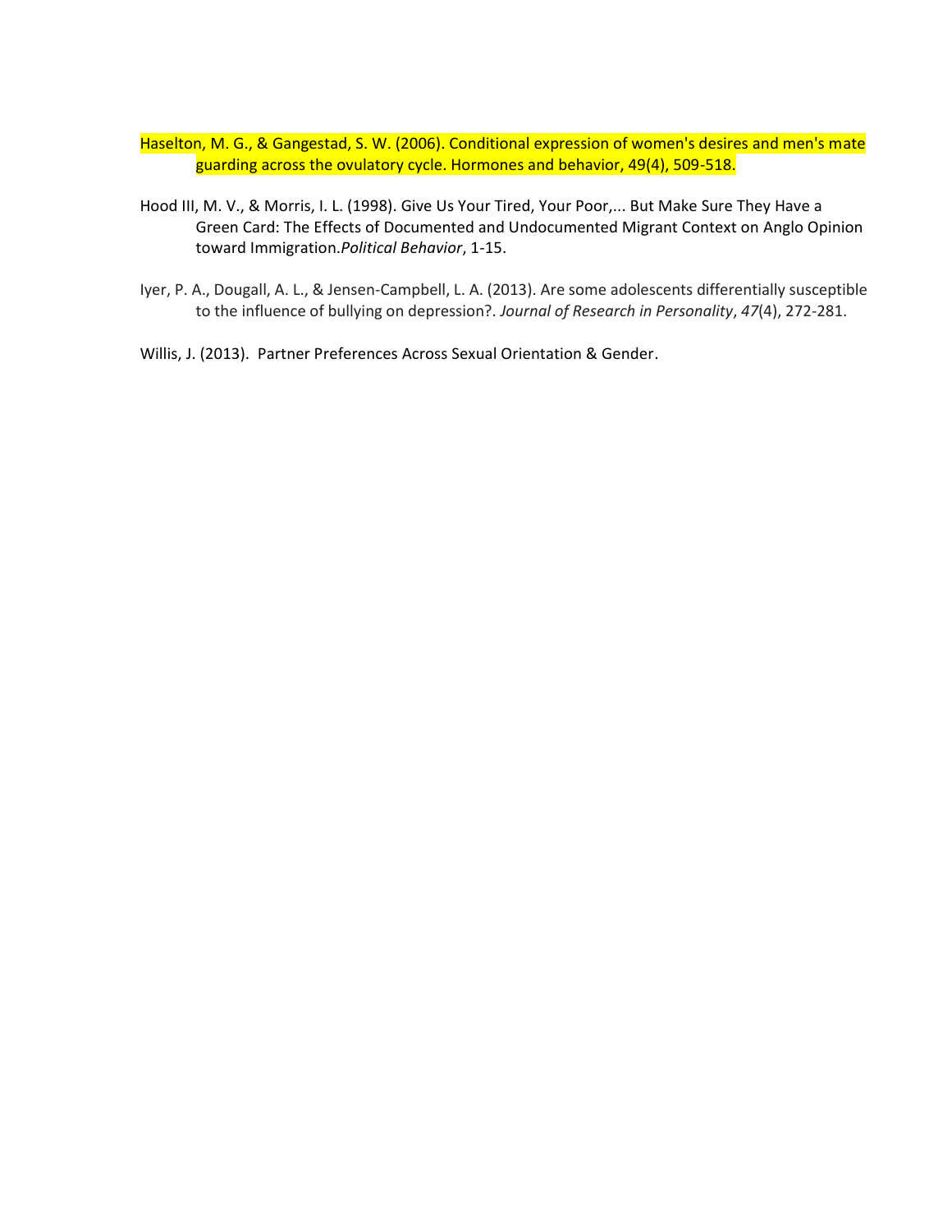Haselton, M. G., & Gangestad, S. W. (2006). Conditional expression of women's desires and men's mate guarding across the ovulatory cycle. Hormones and behavior, 49(4), 509-518.

Hood III, M. V., & Morris, I. L. (1998). Give Us Your Tired, Your Poor,... But Make Sure They Have a Green Card: The Effects of Documented and Undocumented Migrant Context on Anglo Opinion toward Immigration.*Political Behavior*, 1-15.

Iyer, P. A., Dougall, A. L., & Jensen-Campbell, L. A. (2013). Are some adolescents differentially susceptible to the influence of bullying on depression?. *Journal of Research in Personality*, *47*(4), 272-281.

Willis, J. (2013). Partner Preferences Across Sexual Orientation & Gender.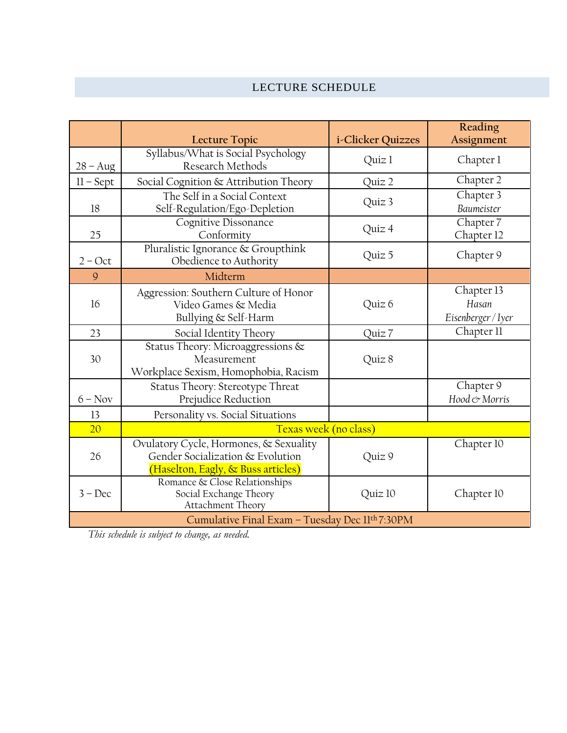## LECTURE SCHEDULE

| | Lecture Topic | i-Clicker Quizzes | Reading Assignment |
|---|---|---|---|
| 28 – Aug | Syllabus/What is Social Psychology<br>Research Methods | Quiz 1 | Chapter 1 |
| 11 – Sept | Social Cognition & Attribution Theory | Quiz 2 | Chapter 2 |
| 18 | The Self in a Social Context<br>Self-Regulation/Ego-Depletion | Quiz 3 | Chapter 3<br>*Baumeister* |
| 25 | Cognitive Dissonance<br>Conformity | Quiz 4 | Chapter 7<br>Chapter 12 |
| 2 – Oct | Pluralistic Ignorance & Groupthink<br>Obedience to Authority | Quiz 5 | Chapter 9 |
| 9 | Midterm | | |
| 16 | Aggression: Southern Culture of Honor<br>Video Games & Media<br>Bullying & Self-Harm | Quiz 6 | Chapter 13<br>*Hasan*<br>*Eisenberger / Iyer* |
| 23 | Social Identity Theory | Quiz 7 | Chapter 11 |
| 30 | Status Theory: Microaggressions & Measurement<br>Workplace Sexism, Homophobia, Racism | Quiz 8 | |
| 6 – Nov | Status Theory: Stereotype Threat<br>Prejudice Reduction | | Chapter 9<br>*Hood & Morris* |
| 13 | Personality vs. Social Situations | | |
| 20 | Texas week (no class) | | |
| 26 | Ovulatory Cycle, Hormones, & Sexuality<br>Gender Socialization & Evolution<br>(Haselton, Eagly, & Buss articles) | Quiz 9 | Chapter 10 |
| 3 – Dec | Romance & Close Relationships<br>Social Exchange Theory<br>Attachment Theory | Quiz 10 | Chapter 10 |
| Cumulative Final Exam – Tuesday Dec 11th 7:30PM | | | |

*This schedule is subject to change, as needed.*